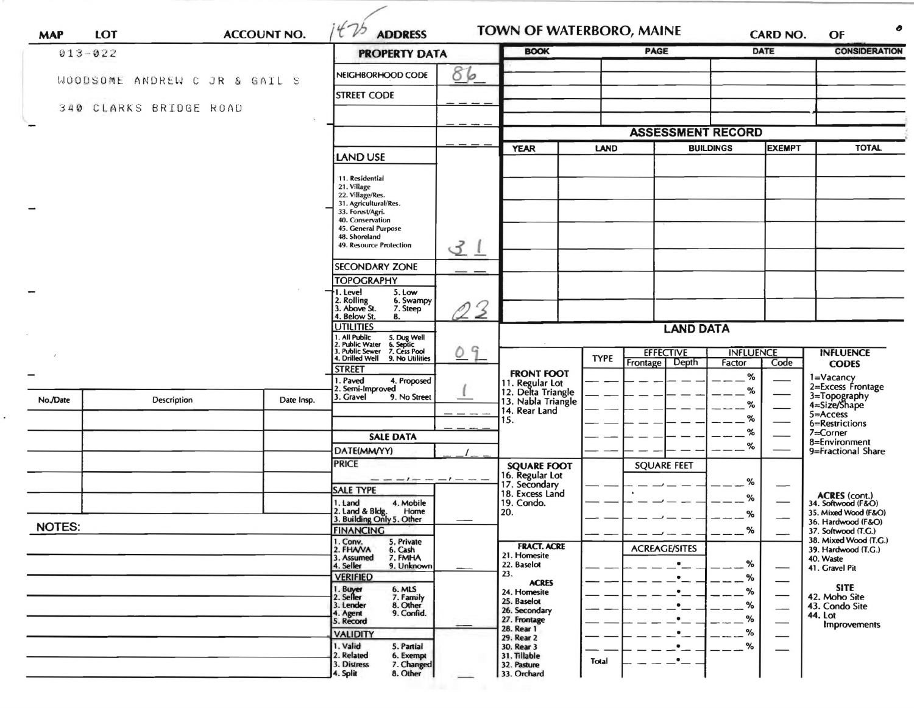| MAP | LOT | ACCOUNT NO. | 1475 ADDRESS | TOWN OF WATERBORO, MAINE | CARD NO. | OF |
|---|---|---|---|---|---|---|

013-022

WOODSOME ANDREW C JR & GAIL S

340 CLARKS BRIDGE ROAD

## PROPERTY DATA

| | |
|---|---|
| NEIGHBORHOOD CODE | 86 |
| STREET CODE | |
| LAND USE | 31 |
| 11. Residential | |
| 21. Village | |
| 22. Village/Res. | |
| 31. Agricultural/Res. | |
| 33. Forest/Agri. | |
| 40. Conservation | |
| 45. General Purpose | |
| 48. Shoreland | |
| 49. Resource Protection | |
| SECONDARY ZONE | |
| TOPOGRAPHY | 23 |
| 1. Level 5. Low | |
| 2. Rolling 6. Swampy | |
| 3. Above St. 7. Steep | |
| 4. Below St. 8. | |
| UTILITIES | 09 |
| 1. All Public 5. Dug Well | |
| 2. Public Water 6. Septic | |
| 3. Public Sewer 7. Cess Pool | |
| 4. Drilled Well 9. No Utilities | |
| STREET | 1 |
| 1. Paved 4. Proposed | |
| 2. Semi-Improved | |
| 3. Gravel 9. No Street | |

## SALE DATA

| | |
|---|---|
| DATE(MM/YY) | |
| PRICE | |
| SALE TYPE | |
| 1. Land 4. Mobile Home | |
| 2. Land & Bldg. | |
| 3. Building Only 5. Other | |
| FINANCING | |
| 1. Conv. 5. Private | |
| 2. FHA/VA 6. Cash | |
| 3. Assumed 7. FMHA | |
| 4. Seller 9. Unknown | |
| VERIFIED | |
| 1. Buyer 6. MLS | |
| 2. Seller 7. Family | |
| 3. Lender 8. Other | |
| 4. Agent 9. Confid. | |
| 5. Record | |
| VALIDITY | |
| 1. Valid 5. Partial | |
| 2. Related 6. Exempt | |
| 3. Distress 7. Changed | |
| 4. Split 8. Other | |

| BOOK | PAGE | DATE | CONSIDERATION |
|---|---|---|---|
| | | | |
| | | | |
| | | | |
| | | | |

## ASSESSMENT RECORD

| YEAR | LAND | BUILDINGS | EXEMPT | TOTAL |
|---|---|---|---|---|
| | | | | |
| | | | | |
| | | | | |
| | | | | |
| | | | | |
| | | | | |

## LAND DATA

| | TYPE | EFFECTIVE Frontage | EFFECTIVE Depth | INFLUENCE Factor | INFLUENCE Code |
|---|---|---|---|---|---|
| **FRONT FOOT** | | | | % | |
| 11. Regular Lot | | | | % | |
| 12. Delta Triangle | | | | % | |
| 13. Nabla Triangle | | | | % | |
| 14. Rear Land | | | | % | |
| 15. | | | | % | |
| **SQUARE FOOT** | | SQUARE FEET | | | |
| 16. Regular Lot | | | | % | |
| 17. Secondary | | | | % | |
| 18. Excess Land | | | | % | |
| 19. Condo. | | | | % | |
| 20. | | | | | |
| **FRACT. ACRE** | | ACREAGE/SITES | | | |
| 21. Homesite | | | | % | |
| 22. Baselot | | | | % | |
| 23. | | | | % | |
| **ACRES** | | | | | |
| 24. Homesite | | | | % | |
| 25. Baselot | | | | % | |
| 26. Secondary | | | | % | |
| 27. Frontage | | | | % | |
| 28. Rear 1 | | | | % | |
| 29. Rear 2 | | | | | |
| 30. Rear 3 | | | | | |
| 31. Tillable | | | | | |
| 32. Pasture | Total | | | | |
| 33. Orchard | | | | | |

**INFLUENCE CODES**
1=Vacancy
2=Excess Frontage
3=Topography
4=Size/Shape
5=Access
6=Restrictions
7=Corner
8=Environment
9=Fractional Share

**ACRES (cont.)**
34. Softwood (F&O)
35. Mixed Wood (F&O)
36. Hardwood (F&O)
37. Softwood (T.G.)
38. Mixed Wood (T.G.)
39. Hardwood (T.G.)
40. Waste
41. Gravel Pit

**SITE**
42. Moho Site
43. Condo Site
44. Lot Improvements

| No./Date | Description | Date Insp. |
|---|---|---|
| | | |
| | | |
| | | |
| | | |
| | | |
| | | |

NOTES: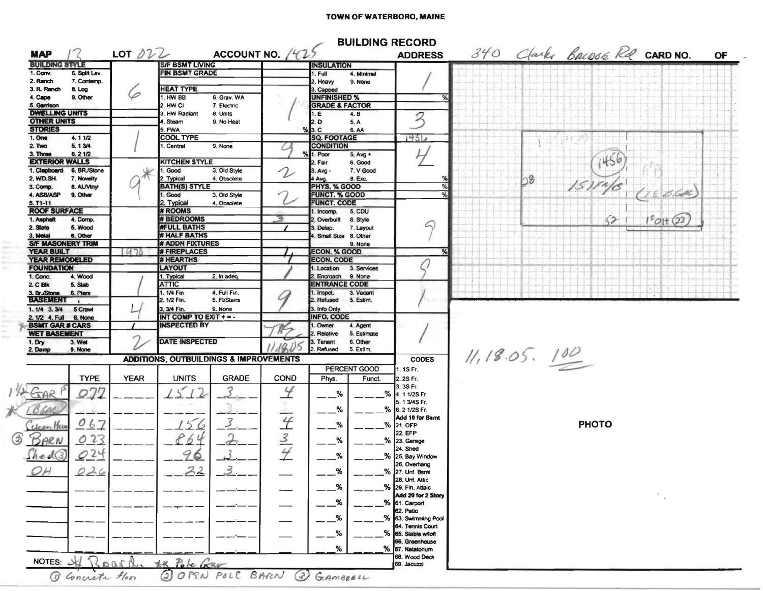**TOWN OF WATERBORO, MAINE**

## BUILDING RECORD

MAP 12 LOT 022 ACCOUNT NO. 1425 ADDRESS 340 Clarks Bridge Rd CARD NO. OF

| | | | | | |
|---|---|---|---|---|---|
| **BUILDING STYLE** 1. Conv. 6. Split Lev. 2. Ranch 7. Contemp. 3. R. Ranch 8. Log 4. Cape 9. Other 5. Garrison | 6 | **S/F BSMT LIVING** | | **INSULATION** 1. Full 4. Minimal 2. Heavy 9. None 3. Capped | 1 |
| | | **FIN BSMT GRADE** | | | |
| **DWELLING UNITS** | | **HEAT TYPE** 1. HW BB 6. Grav. WA 2. HW CI 7. Electric 3. HW Radiant 8. Units 4. Steam 9. No Heat 5. FWA | 1 | **UNFINISHED %** | % |
| **OTHER UNITS** | | | | **GRADE & FACTOR** 1. E 4. B 2. D 5. A 3. C 6. AA | 3 |
| **STORIES** 1. One 4. 1 1/2 2. Two 5. 1 3/4 3. Three 6. 2 1/2 | 1 | **COOL TYPE** 1. Central 9. None | 9 % | **SQ. FOOTAGE** | 1456 |
| **EXTERIOR WALLS** 1. Clapboard 6. BR/Stone 2. WD.SH. 7. Novelty 3. Comp. 8. AL/Vinyl 4. ASB/ASP 9. Other 5. T1-11 | 9* | **KITCHEN STYLE** 1. Good 3. Old Style 2. Typical 4. Obsolete | 2 | **CONDITION** 1. Poor 5. Avg + 2. Fair 6. Good 3. Avg - 7. V Good 4. Avg. 8. Exc. | 4 |
| | | **BATH(S) STYLE** 1. Good 3. Old Style 2. Typical 4. Obsolete | 2 | **PHYS. % GOOD** | % |
| | | | | **FUNCT. % GOOD** | % |
| **ROOF SURFACE** 1. Asphalt 4. Comp. 2. Slate 5. Wood 3. Metal 6. Other | | **# ROOMS** | | **FUNCT. CODE** 1. Incomp. 5. CDU 2. Overbuilt 6. Style 3. Delap. 7. Layout 4. Small Size 8. Other 9. None | 9 |
| | | **# BEDROOMS** | 3 | | |
| | | **#FULL BATHS** | 1 | | |
| | | **# HALF BATHS** | | | |
| **S/F MASONERY TRIM** | | **# ADDN FIXTURES** | | | |
| **YEAR BUILT** | 1970 | **# FIREPLACES** | 1 | **ECON. % GOOD** | % |
| **YEAR REMODELED** | | **# HEARTHS** | 1 | **ECON. CODE** 1. Location 3. Services 2. Encroach 9. None | 9 |
| **FOUNDATION** 1. Conc. 4. Wood 2. C Blk 5. Slab 3. Br./Stone 6. Piers | | **LAYOUT** 1. Typical 2. In adeq. | 1 | | |
| **BASEMENT** 1. 1/4 3. 3/4 5 Crawl 2. 1/2 4. Full 6. None | 4 | **ATTIC** 1. 1/4 Fin 4. Full Fin. 2. 1/2 Fin. 5. Fl/Stairs 3. 3/4 Fin. 9. None | 9 | **ENTRANCE CODE** 1. Inspct. 3. Vacant 2. Refused 5. Estim. 3. Info Only | 1 |
| | | **INT COMP TO EXIT + = -** | | | |
| ***BSMT GAR # CARS** | 1 | **INSPECTED BY** | TAE | **INFO. CODE** 1. Owner 4. Agent 2. Relative 5. Estimate 3. Tenant 6. Other 2. Refused 5. Estim. | 1 |
| **WET BASEMENT** 1. Dry 3. Wet 2. Damp 9. None | 2 | **DATE INSPECTED** | 11/18/05 | | |

Sketch: 1456, 1SFr/B, 28, 52, 1SOH (22), (1 1/2 Gar)

11.18.05. 100

### ADDITIONS, OUTBUILDINGS & IMPROVEMENTS

| | TYPE | YEAR | UNITS | GRADE | COND | PERCENT GOOD Phys. | PERCENT GOOD Funct. |
|---|---|---|---|---|---|---|---|
| 1 1/2 GAR (1) | 077 | | 1512 | 3. | 4 | % | % |
| * BGAR | | | | 3. | 3 | % | % |
| Green Hse | 067 | | 156 | 3. | 4 | % | % |
| (3) BARN | 023 | | 864 | 2. | 3 | % | % |
| Shed (3) | 024 | | 96 | 3. | 4 | % | % |
| OH | 026 | | 22 | 3. | — | % | % |
| | | | | | | % | % |
| | | | | | | % | % |
| | | | | | | % | % |
| | | | | | | % | % |
| | | | | | | % | % |

**CODES**
1. 1S Fr.
2. 2S Fr.
3. 3S Fr.
4. 1 1/2S Fr.
5. 1 3/4S Fr.
6. 2 1/2S Fr.
Add 10 for Bsmt
21. OFP
22. EFP
23. Garage
24. Shed
25. Bay Window
26. Overhang
27. Unf. Bsmt
28. Unf. Attic
29. Fin. Attaic
Add 20 for 2 Story
61. Carport
62. Patio
63. Swimming Pool
64. Tennis Court
65. Stable w/loft
66. Greenhouse
67. Natatorium
68. Wood Deck
69. Jacuzzi

PHOTO

NOTES: * Board. ** Pole Gar
(1) Concrete floor (2) OPEN POLE BARN (3) GAMBRELL